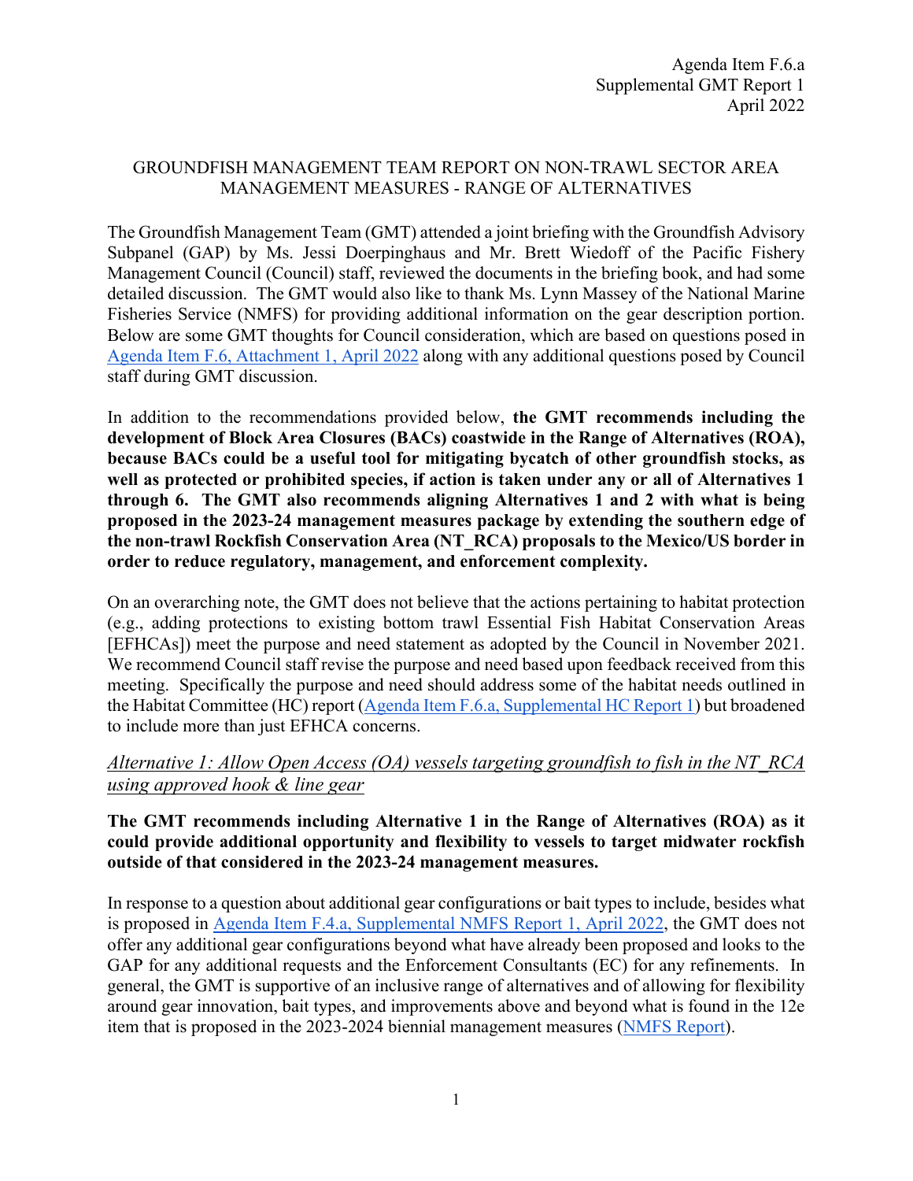Agenda Item F.6.a
Supplemental GMT Report 1
April 2022

# GROUNDFISH MANAGEMENT TEAM REPORT ON NON-TRAWL SECTOR AREA MANAGEMENT MEASURES - RANGE OF ALTERNATIVES

The Groundfish Management Team (GMT) attended a joint briefing with the Groundfish Advisory Subpanel (GAP) by Ms. Jessi Doerpinghaus and Mr. Brett Wiedoff of the Pacific Fishery Management Council (Council) staff, reviewed the documents in the briefing book, and had some detailed discussion. The GMT would also like to thank Ms. Lynn Massey of the National Marine Fisheries Service (NMFS) for providing additional information on the gear description portion. Below are some GMT thoughts for Council consideration, which are based on questions posed in Agenda Item F.6, Attachment 1, April 2022 along with any additional questions posed by Council staff during GMT discussion.

In addition to the recommendations provided below, **the GMT recommends including the development of Block Area Closures (BACs) coastwide in the Range of Alternatives (ROA), because BACs could be a useful tool for mitigating bycatch of other groundfish stocks, as well as protected or prohibited species, if action is taken under any or all of Alternatives 1 through 6. The GMT also recommends aligning Alternatives 1 and 2 with what is being proposed in the 2023-24 management measures package by extending the southern edge of the non-trawl Rockfish Conservation Area (NT_RCA) proposals to the Mexico/US border in order to reduce regulatory, management, and enforcement complexity.**

On an overarching note, the GMT does not believe that the actions pertaining to habitat protection (e.g., adding protections to existing bottom trawl Essential Fish Habitat Conservation Areas [EFHCAs]) meet the purpose and need statement as adopted by the Council in November 2021. We recommend Council staff revise the purpose and need based upon feedback received from this meeting. Specifically the purpose and need should address some of the habitat needs outlined in the Habitat Committee (HC) report (Agenda Item F.6.a, Supplemental HC Report 1) but broadened to include more than just EFHCA concerns.

## *Alternative 1: Allow Open Access (OA) vessels targeting groundfish to fish in the NT_RCA using approved hook & line gear*

**The GMT recommends including Alternative 1 in the Range of Alternatives (ROA) as it could provide additional opportunity and flexibility to vessels to target midwater rockfish outside of that considered in the 2023-24 management measures.**

In response to a question about additional gear configurations or bait types to include, besides what is proposed in Agenda Item F.4.a, Supplemental NMFS Report 1, April 2022, the GMT does not offer any additional gear configurations beyond what have already been proposed and looks to the GAP for any additional requests and the Enforcement Consultants (EC) for any refinements. In general, the GMT is supportive of an inclusive range of alternatives and of allowing for flexibility around gear innovation, bait types, and improvements above and beyond what is found in the 12e item that is proposed in the 2023-2024 biennial management measures (NMFS Report).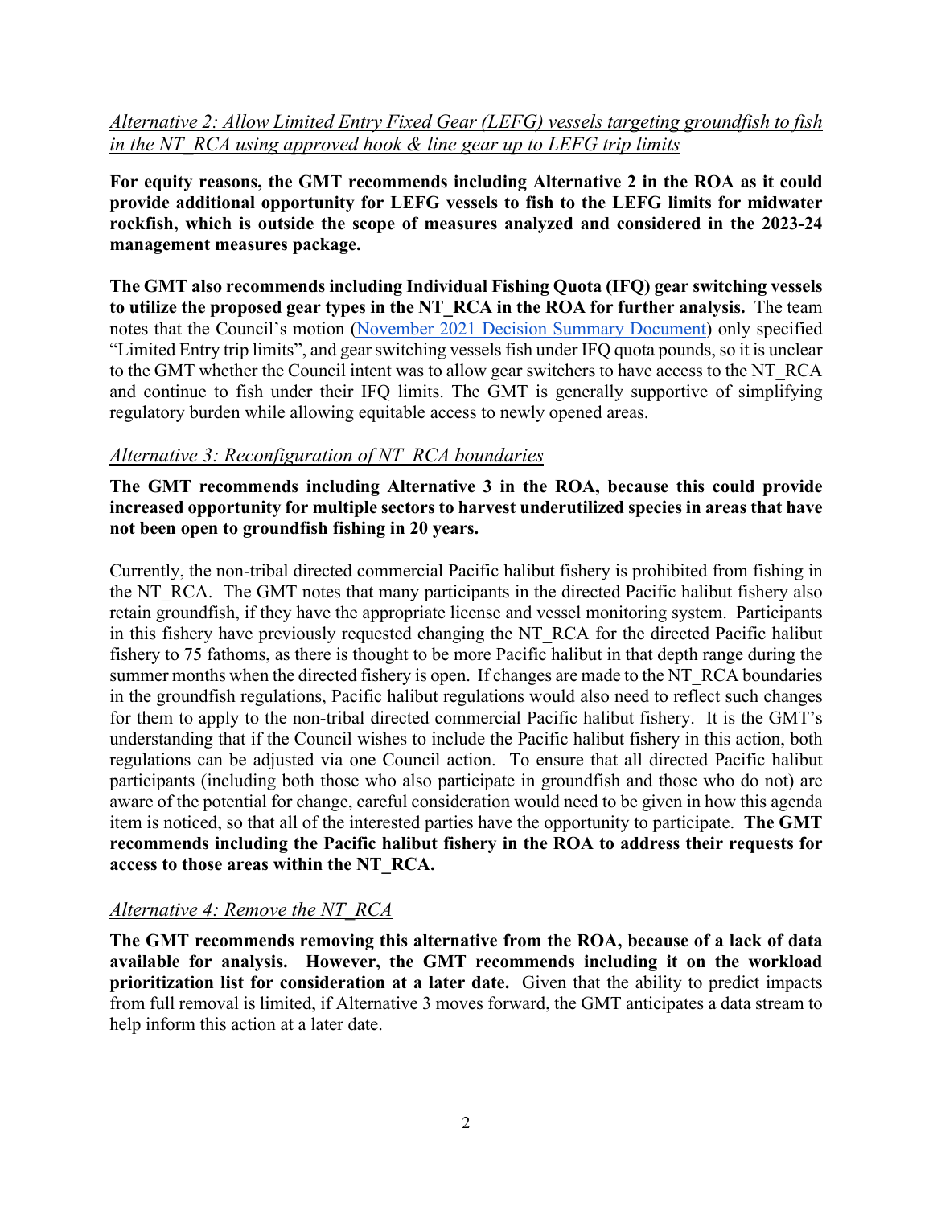*Alternative 2: Allow Limited Entry Fixed Gear (LEFG) vessels targeting groundfish to fish in the NT_RCA using approved hook & line gear up to LEFG trip limits*

**For equity reasons, the GMT recommends including Alternative 2 in the ROA as it could provide additional opportunity for LEFG vessels to fish to the LEFG limits for midwater rockfish, which is outside the scope of measures analyzed and considered in the 2023-24 management measures package.**

**The GMT also recommends including Individual Fishing Quota (IFQ) gear switching vessels to utilize the proposed gear types in the NT_RCA in the ROA for further analysis.** The team notes that the Council's motion (November 2021 Decision Summary Document) only specified "Limited Entry trip limits", and gear switching vessels fish under IFQ quota pounds, so it is unclear to the GMT whether the Council intent was to allow gear switchers to have access to the NT_RCA and continue to fish under their IFQ limits. The GMT is generally supportive of simplifying regulatory burden while allowing equitable access to newly opened areas.

*Alternative 3: Reconfiguration of NT_RCA boundaries*

**The GMT recommends including Alternative 3 in the ROA, because this could provide increased opportunity for multiple sectors to harvest underutilized species in areas that have not been open to groundfish fishing in 20 years.**

Currently, the non-tribal directed commercial Pacific halibut fishery is prohibited from fishing in the NT_RCA. The GMT notes that many participants in the directed Pacific halibut fishery also retain groundfish, if they have the appropriate license and vessel monitoring system. Participants in this fishery have previously requested changing the NT_RCA for the directed Pacific halibut fishery to 75 fathoms, as there is thought to be more Pacific halibut in that depth range during the summer months when the directed fishery is open. If changes are made to the NT_RCA boundaries in the groundfish regulations, Pacific halibut regulations would also need to reflect such changes for them to apply to the non-tribal directed commercial Pacific halibut fishery. It is the GMT's understanding that if the Council wishes to include the Pacific halibut fishery in this action, both regulations can be adjusted via one Council action. To ensure that all directed Pacific halibut participants (including both those who also participate in groundfish and those who do not) are aware of the potential for change, careful consideration would need to be given in how this agenda item is noticed, so that all of the interested parties have the opportunity to participate. **The GMT recommends including the Pacific halibut fishery in the ROA to address their requests for access to those areas within the NT_RCA.**

*Alternative 4: Remove the NT_RCA*

**The GMT recommends removing this alternative from the ROA, because of a lack of data available for analysis. However, the GMT recommends including it on the workload prioritization list for consideration at a later date.** Given that the ability to predict impacts from full removal is limited, if Alternative 3 moves forward, the GMT anticipates a data stream to help inform this action at a later date.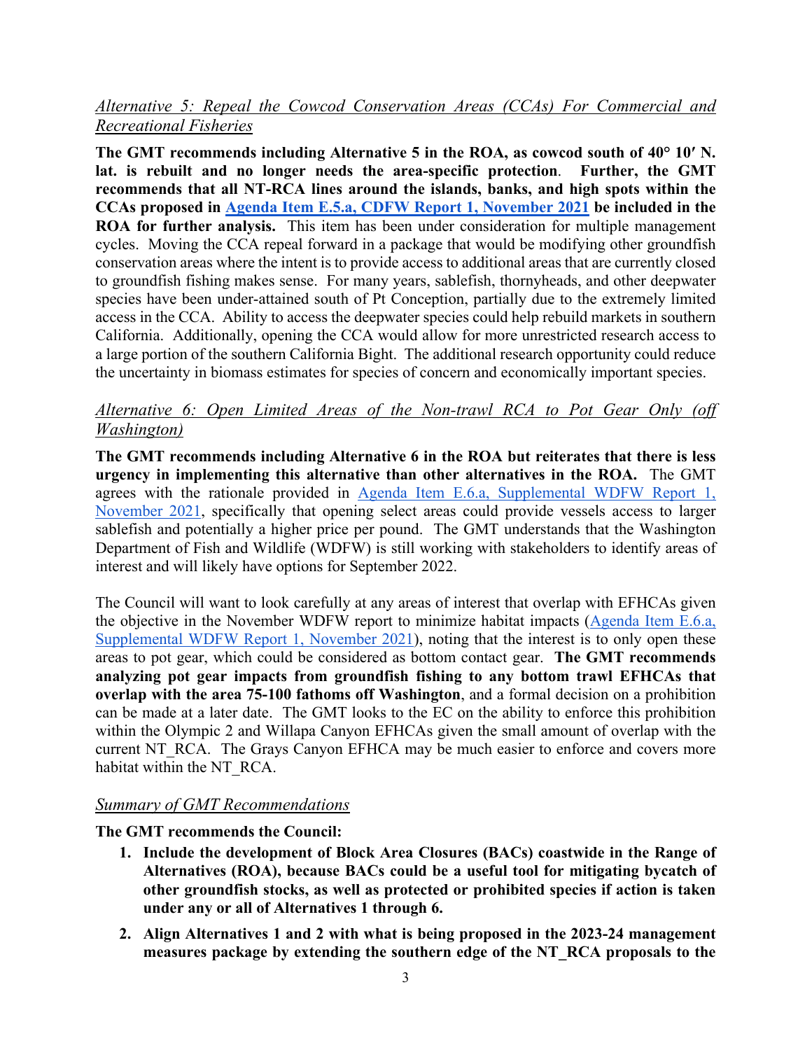*Alternative 5: Repeal the Cowcod Conservation Areas (CCAs) For Commercial and Recreational Fisheries*

**The GMT recommends including Alternative 5 in the ROA, as cowcod south of 40° 10′ N. lat. is rebuilt and no longer needs the area-specific protection. Further, the GMT recommends that all NT-RCA lines around the islands, banks, and high spots within the CCAs proposed in Agenda Item E.5.a, CDFW Report 1, November 2021 be included in the ROA for further analysis.** This item has been under consideration for multiple management cycles. Moving the CCA repeal forward in a package that would be modifying other groundfish conservation areas where the intent is to provide access to additional areas that are currently closed to groundfish fishing makes sense. For many years, sablefish, thornyheads, and other deepwater species have been under-attained south of Pt Conception, partially due to the extremely limited access in the CCA. Ability to access the deepwater species could help rebuild markets in southern California. Additionally, opening the CCA would allow for more unrestricted research access to a large portion of the southern California Bight. The additional research opportunity could reduce the uncertainty in biomass estimates for species of concern and economically important species.

*Alternative 6: Open Limited Areas of the Non-trawl RCA to Pot Gear Only (off Washington)*

**The GMT recommends including Alternative 6 in the ROA but reiterates that there is less urgency in implementing this alternative than other alternatives in the ROA.** The GMT agrees with the rationale provided in Agenda Item E.6.a, Supplemental WDFW Report 1, November 2021, specifically that opening select areas could provide vessels access to larger sablefish and potentially a higher price per pound. The GMT understands that the Washington Department of Fish and Wildlife (WDFW) is still working with stakeholders to identify areas of interest and will likely have options for September 2022.

The Council will want to look carefully at any areas of interest that overlap with EFHCAs given the objective in the November WDFW report to minimize habitat impacts (Agenda Item E.6.a, Supplemental WDFW Report 1, November 2021), noting that the interest is to only open these areas to pot gear, which could be considered as bottom contact gear. **The GMT recommends analyzing pot gear impacts from groundfish fishing to any bottom trawl EFHCAs that overlap with the area 75-100 fathoms off Washington**, and a formal decision on a prohibition can be made at a later date. The GMT looks to the EC on the ability to enforce this prohibition within the Olympic 2 and Willapa Canyon EFHCAs given the small amount of overlap with the current NT_RCA. The Grays Canyon EFHCA may be much easier to enforce and covers more habitat within the NT_RCA.

*Summary of GMT Recommendations*

**The GMT recommends the Council:**

1. **Include the development of Block Area Closures (BACs) coastwide in the Range of Alternatives (ROA), because BACs could be a useful tool for mitigating bycatch of other groundfish stocks, as well as protected or prohibited species if action is taken under any or all of Alternatives 1 through 6.**
2. **Align Alternatives 1 and 2 with what is being proposed in the 2023-24 management measures package by extending the southern edge of the NT_RCA proposals to the**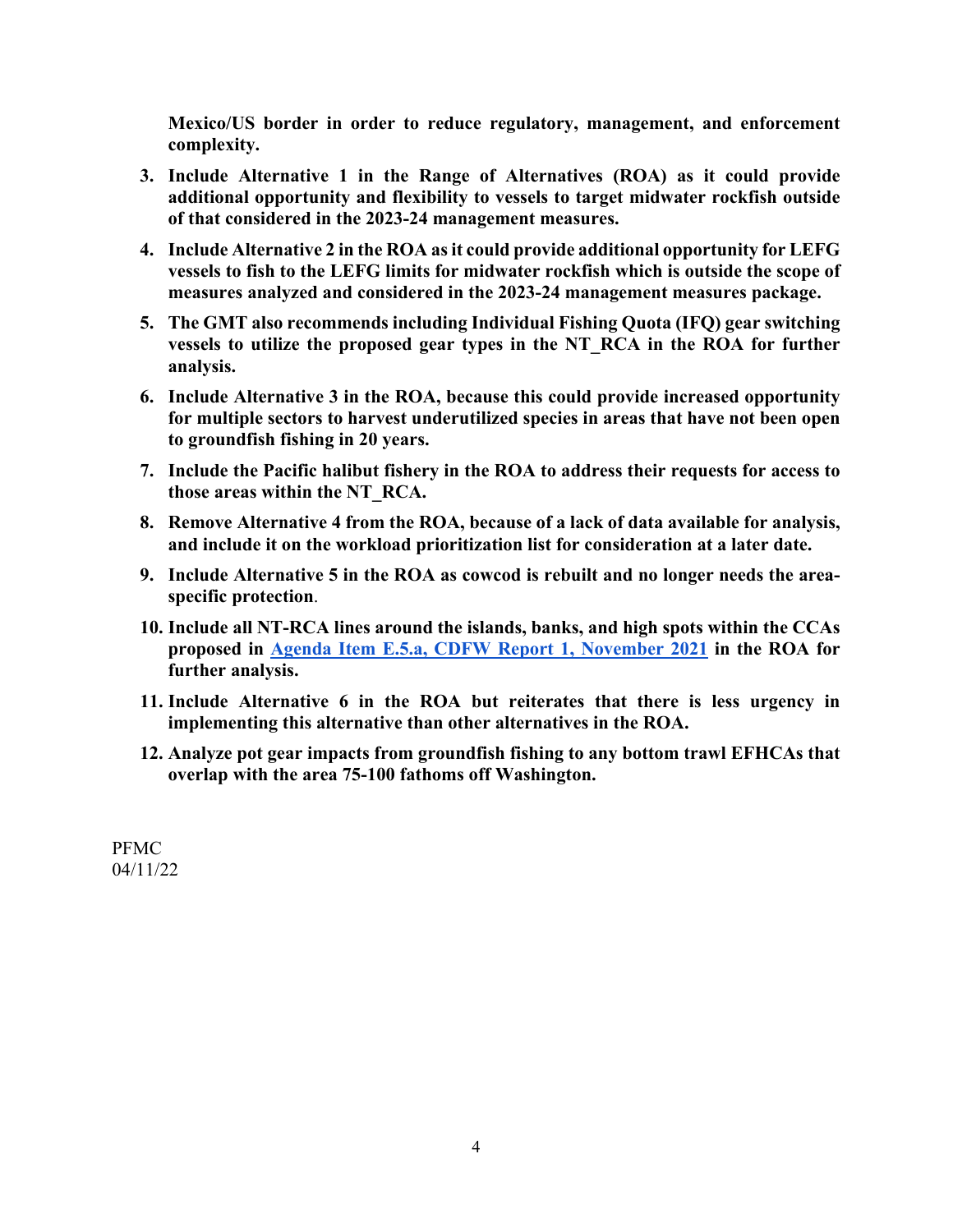**Mexico/US border in order to reduce regulatory, management, and enforcement complexity.**

3. **Include Alternative 1 in the Range of Alternatives (ROA) as it could provide additional opportunity and flexibility to vessels to target midwater rockfish outside of that considered in the 2023-24 management measures.**
4. **Include Alternative 2 in the ROA as it could provide additional opportunity for LEFG vessels to fish to the LEFG limits for midwater rockfish which is outside the scope of measures analyzed and considered in the 2023-24 management measures package.**
5. **The GMT also recommends including Individual Fishing Quota (IFQ) gear switching vessels to utilize the proposed gear types in the NT_RCA in the ROA for further analysis.**
6. **Include Alternative 3 in the ROA, because this could provide increased opportunity for multiple sectors to harvest underutilized species in areas that have not been open to groundfish fishing in 20 years.**
7. **Include the Pacific halibut fishery in the ROA to address their requests for access to those areas within the NT_RCA.**
8. **Remove Alternative 4 from the ROA, because of a lack of data available for analysis, and include it on the workload prioritization list for consideration at a later date.**
9. **Include Alternative 5 in the ROA as cowcod is rebuilt and no longer needs the area-specific protection**.
10. **Include all NT-RCA lines around the islands, banks, and high spots within the CCAs proposed in [Agenda Item E.5.a, CDFW Report 1, November 2021] in the ROA for further analysis.**
11. **Include Alternative 6 in the ROA but reiterates that there is less urgency in implementing this alternative than other alternatives in the ROA.**
12. **Analyze pot gear impacts from groundfish fishing to any bottom trawl EFHCAs that overlap with the area 75-100 fathoms off Washington.**

PFMC
04/11/22